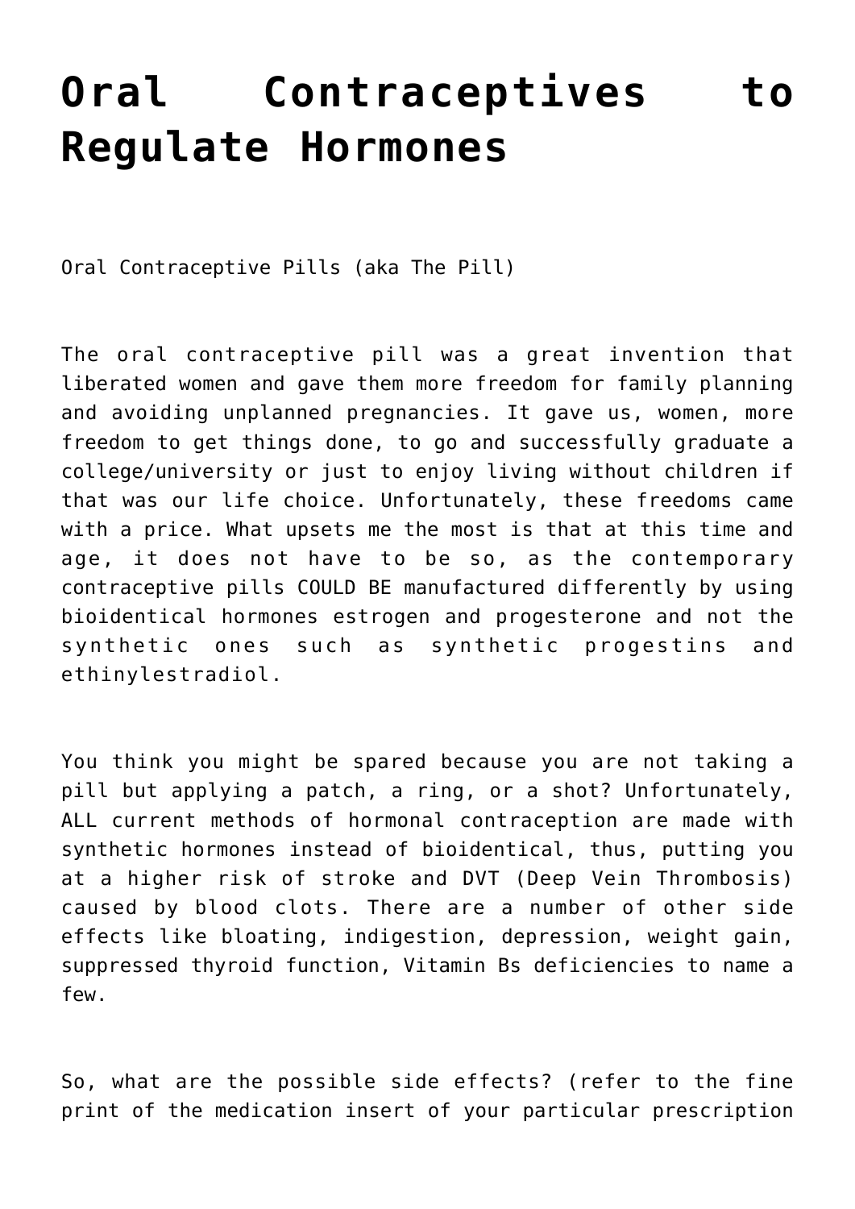# Oral Contraceptives to Regulate Hormones

Oral Contraceptive Pills (aka The Pill)

The oral contraceptive pill was a great invention that liberated women and gave them more freedom for family planning and avoiding unplanned pregnancies. It gave us, women, more freedom to get things done, to go and successfully graduate a college/university or just to enjoy living without children if that was our life choice. Unfortunately, these freedoms came with a price. What upsets me the most is that at this time and age, it does not have to be so, as the contemporary contraceptive pills COULD BE manufactured differently by using bioidentical hormones estrogen and progesterone and not the synthetic ones such as synthetic progestins and ethinylestradiol.

You think you might be spared because you are not taking a pill but applying a patch, a ring, or a shot? Unfortunately, ALL current methods of hormonal contraception are made with synthetic hormones instead of bioidentical, thus, putting you at a higher risk of stroke and DVT (Deep Vein Thrombosis) caused by blood clots. There are a number of other side effects like bloating, indigestion, depression, weight gain, suppressed thyroid function, Vitamin Bs deficiencies to name a few.

So, what are the possible side effects? (refer to the fine print of the medication insert of your particular prescription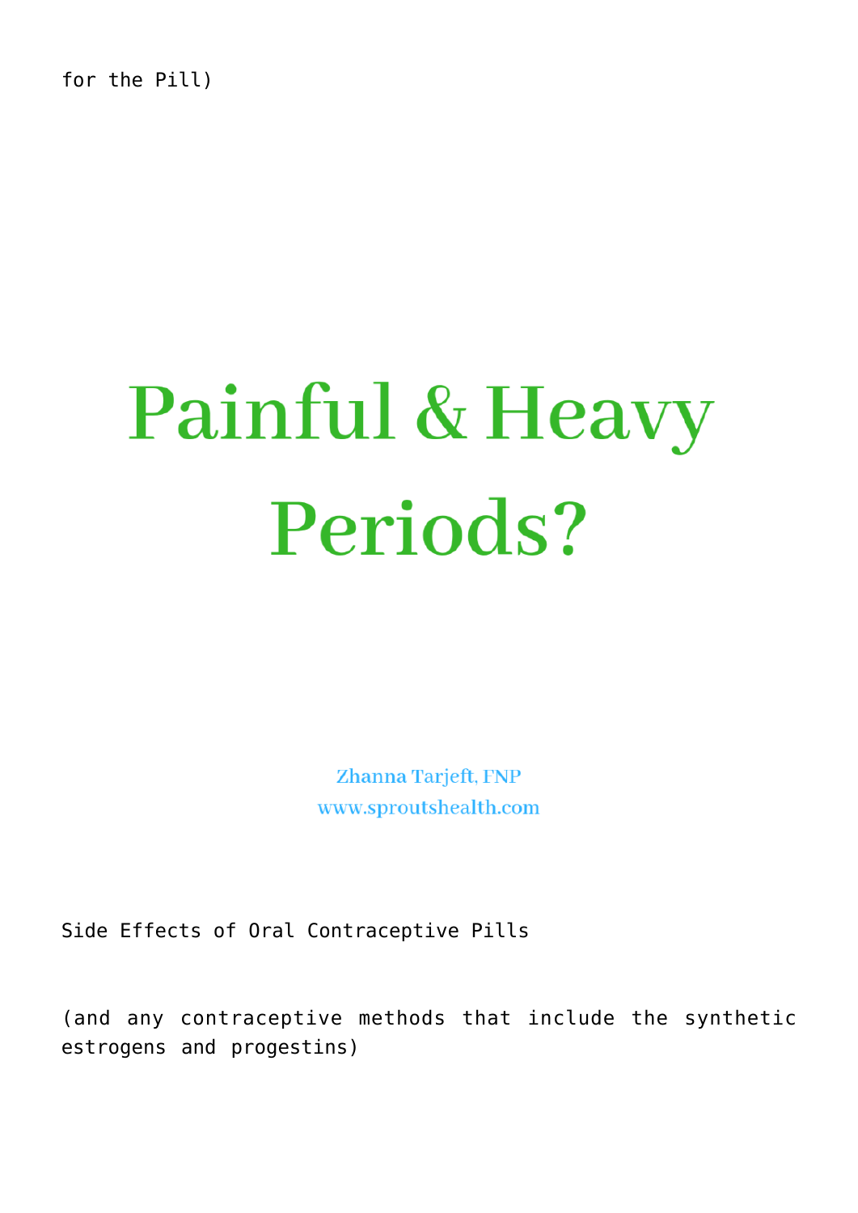for the Pill)

# Painful & Heavy Periods?

Zhanna Tarjeft, FNP
www.sproutshealth.com

Side Effects of Oral Contraceptive Pills

(and any contraceptive methods that include the synthetic estrogens and progestins)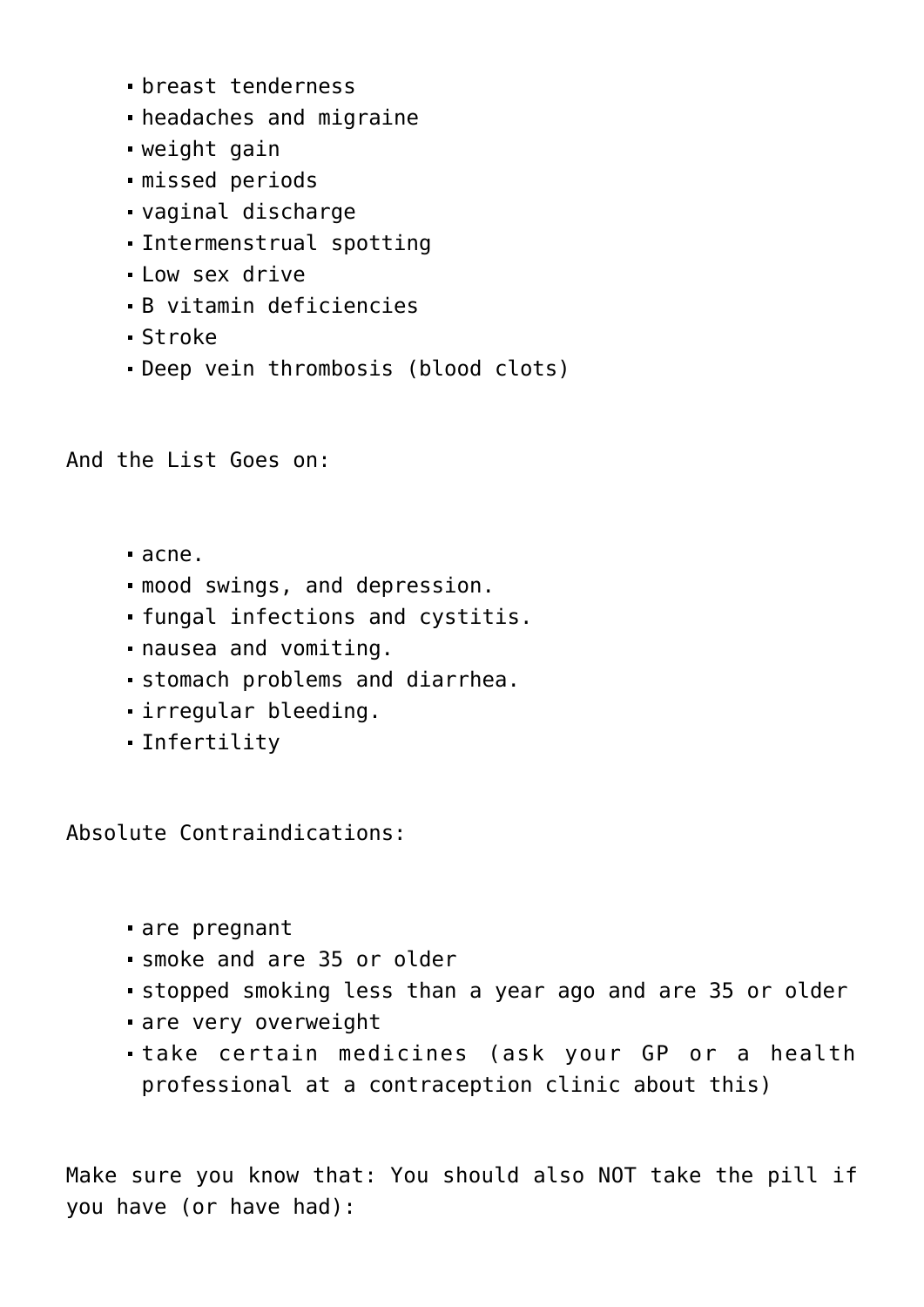- breast tenderness
- headaches and migraine
- weight gain
- missed periods
- vaginal discharge
- Intermenstrual spotting
- Low sex drive
- B vitamin deficiencies
- Stroke
- Deep vein thrombosis (blood clots)

And the List Goes on:

- acne.
- mood swings, and depression.
- fungal infections and cystitis.
- nausea and vomiting.
- stomach problems and diarrhea.
- irregular bleeding.
- Infertility

Absolute Contraindications:

- are pregnant
- smoke and are 35 or older
- stopped smoking less than a year ago and are 35 or older
- are very overweight
- take certain medicines (ask your GP or a health professional at a contraception clinic about this)

Make sure you know that: You should also NOT take the pill if you have (or have had):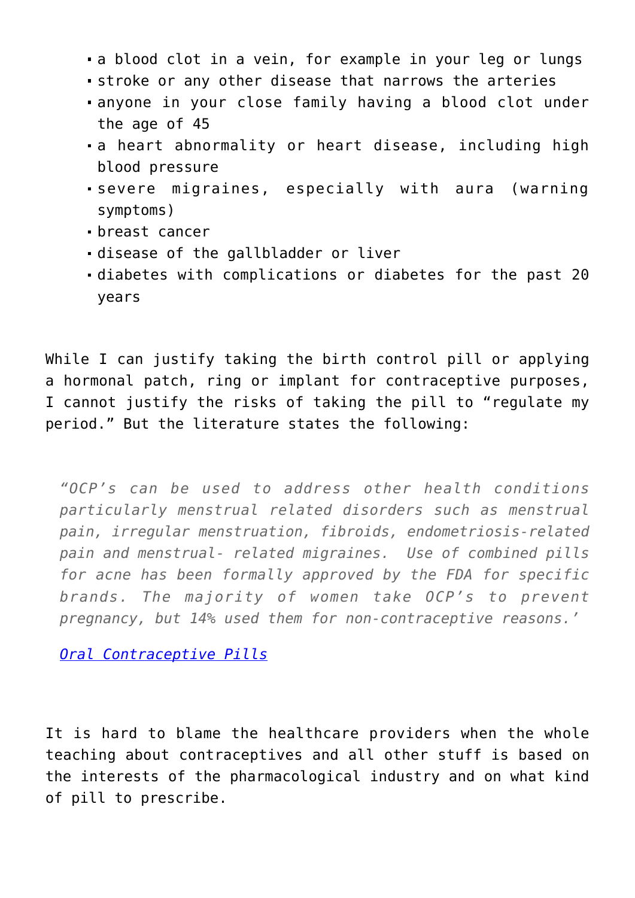- a blood clot in a vein, for example in your leg or lungs
- stroke or any other disease that narrows the arteries
- anyone in your close family having a blood clot under the age of 45
- a heart abnormality or heart disease, including high blood pressure
- severe migraines, especially with aura (warning symptoms)
- breast cancer
- disease of the gallbladder or liver
- diabetes with complications or diabetes for the past 20 years

While I can justify taking the birth control pill or applying a hormonal patch, ring or implant for contraceptive purposes, I cannot justify the risks of taking the pill to "regulate my period." But the literature states the following:

> *"OCP's can be used to address other health conditions particularly menstrual related disorders such as menstrual pain, irregular menstruation, fibroids, endometriosis-related pain and menstrual- related migraines. Use of combined pills for acne has been formally approved by the FDA for specific brands. The majority of women take OCP's to prevent pregnancy, but 14% used them for non-contraceptive reasons.'*
>
> [*Oral Contraceptive Pills*]()

It is hard to blame the healthcare providers when the whole teaching about contraceptives and all other stuff is based on the interests of the pharmacological industry and on what kind of pill to prescribe.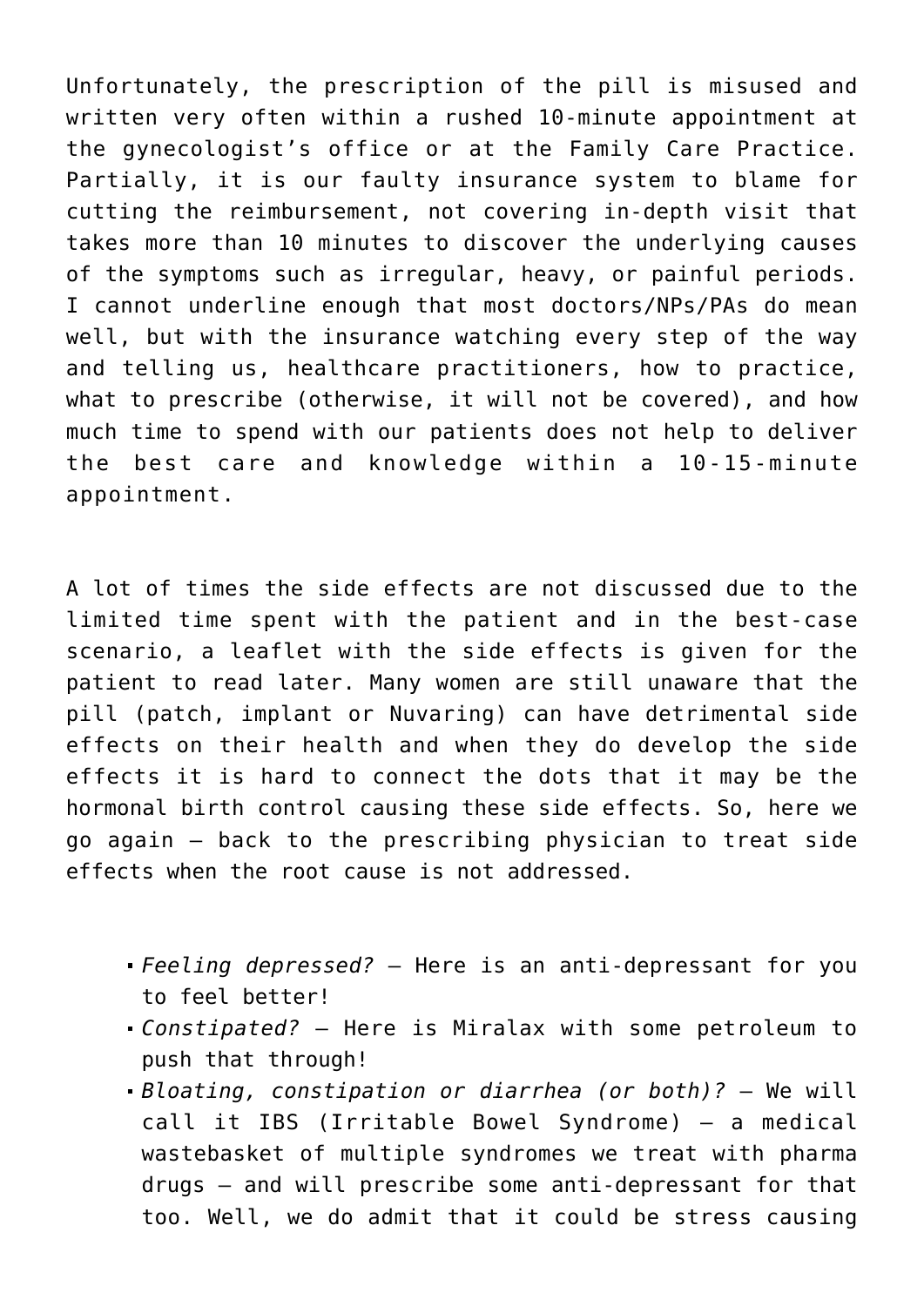Unfortunately, the prescription of the pill is misused and written very often within a rushed 10-minute appointment at the gynecologist's office or at the Family Care Practice. Partially, it is our faulty insurance system to blame for cutting the reimbursement, not covering in-depth visit that takes more than 10 minutes to discover the underlying causes of the symptoms such as irregular, heavy, or painful periods. I cannot underline enough that most doctors/NPs/PAs do mean well, but with the insurance watching every step of the way and telling us, healthcare practitioners, how to practice, what to prescribe (otherwise, it will not be covered), and how much time to spend with our patients does not help to deliver the best care and knowledge within a 10-15-minute appointment.

A lot of times the side effects are not discussed due to the limited time spent with the patient and in the best-case scenario, a leaflet with the side effects is given for the patient to read later. Many women are still unaware that the pill (patch, implant or Nuvaring) can have detrimental side effects on their health and when they do develop the side effects it is hard to connect the dots that it may be the hormonal birth control causing these side effects. So, here we go again – back to the prescribing physician to treat side effects when the root cause is not addressed.

- *Feeling depressed?* – Here is an anti-depressant for you to feel better!
- *Constipated?* – Here is Miralax with some petroleum to push that through!
- *Bloating, constipation or diarrhea (or both)?* – We will call it IBS (Irritable Bowel Syndrome) – a medical wastebasket of multiple syndromes we treat with pharma drugs – and will prescribe some anti-depressant for that too. Well, we do admit that it could be stress causing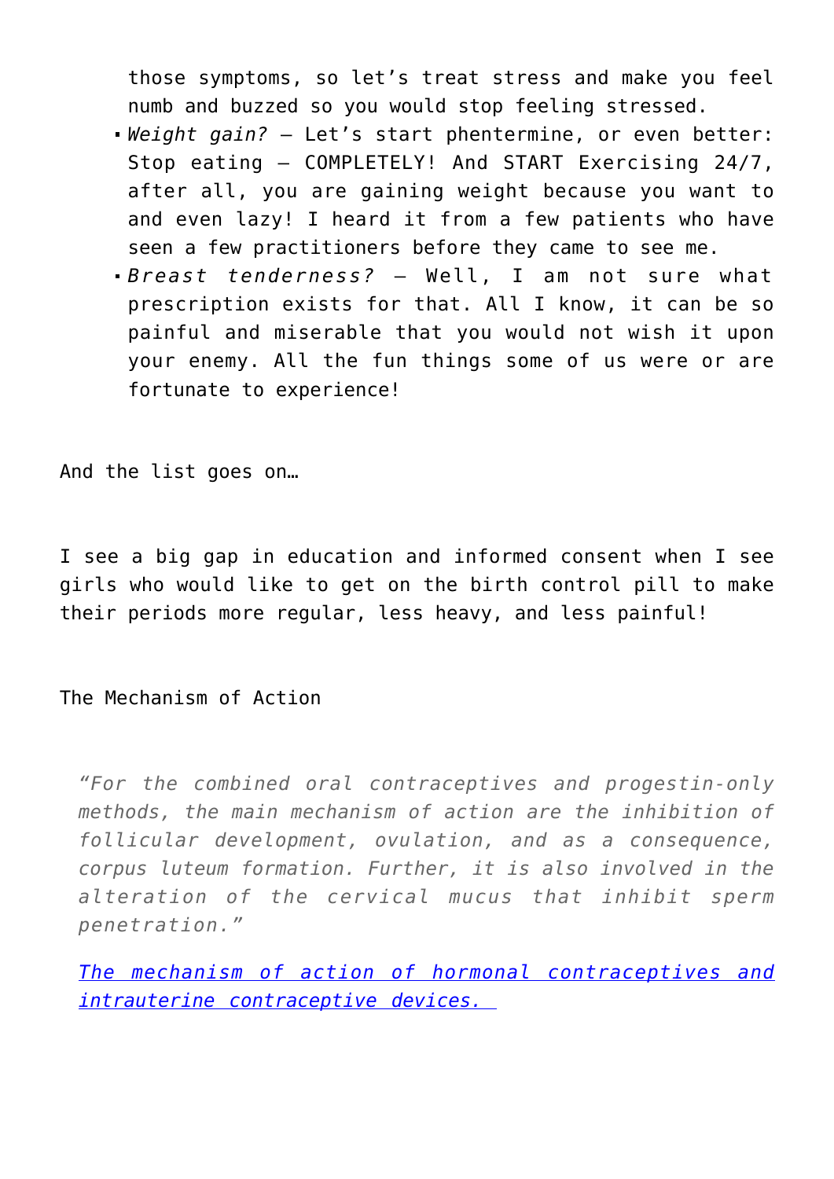those symptoms, so let's treat stress and make you feel numb and buzzed so you would stop feeling stressed.

- *Weight gain?* – Let's start phentermine, or even better: Stop eating – COMPLETELY! And START Exercising 24/7, after all, you are gaining weight because you want to and even lazy! I heard it from a few patients who have seen a few practitioners before they came to see me.
- *Breast tenderness?* – Well, I am not sure what prescription exists for that. All I know, it can be so painful and miserable that you would not wish it upon your enemy. All the fun things some of us were or are fortunate to experience!

And the list goes on…

I see a big gap in education and informed consent when I see girls who would like to get on the birth control pill to make their periods more regular, less heavy, and less painful!

The Mechanism of Action

> *"For the combined oral contraceptives and progestin-only methods, the main mechanism of action are the inhibition of follicular development, ovulation, and as a consequence, corpus luteum formation. Further, it is also involved in the alteration of the cervical mucus that inhibit sperm penetration."*
>
> [*The mechanism of action of hormonal contraceptives and intrauterine contraceptive devices.*]()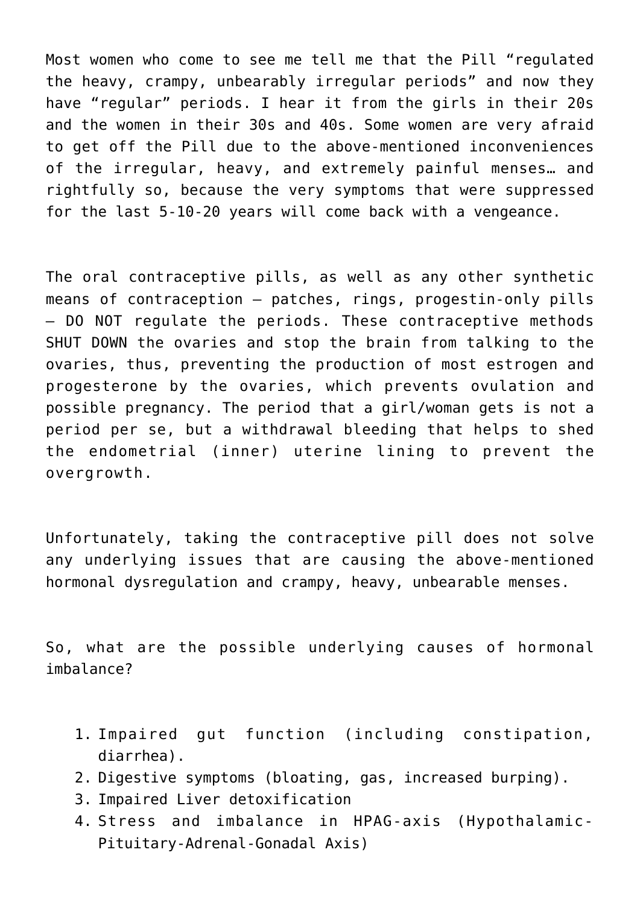Most women who come to see me tell me that the Pill "regulated the heavy, crampy, unbearably irregular periods" and now they have "regular" periods. I hear it from the girls in their 20s and the women in their 30s and 40s. Some women are very afraid to get off the Pill due to the above-mentioned inconveniences of the irregular, heavy, and extremely painful menses… and rightfully so, because the very symptoms that were suppressed for the last 5-10-20 years will come back with a vengeance.

The oral contraceptive pills, as well as any other synthetic means of contraception – patches, rings, progestin-only pills – DO NOT regulate the periods. These contraceptive methods SHUT DOWN the ovaries and stop the brain from talking to the ovaries, thus, preventing the production of most estrogen and progesterone by the ovaries, which prevents ovulation and possible pregnancy. The period that a girl/woman gets is not a period per se, but a withdrawal bleeding that helps to shed the endometrial (inner) uterine lining to prevent the overgrowth.

Unfortunately, taking the contraceptive pill does not solve any underlying issues that are causing the above-mentioned hormonal dysregulation and crampy, heavy, unbearable menses.

So, what are the possible underlying causes of hormonal imbalance?

1. Impaired gut function (including constipation, diarrhea).
2. Digestive symptoms (bloating, gas, increased burping).
3. Impaired Liver detoxification
4. Stress and imbalance in HPAG-axis (Hypothalamic-Pituitary-Adrenal-Gonadal Axis)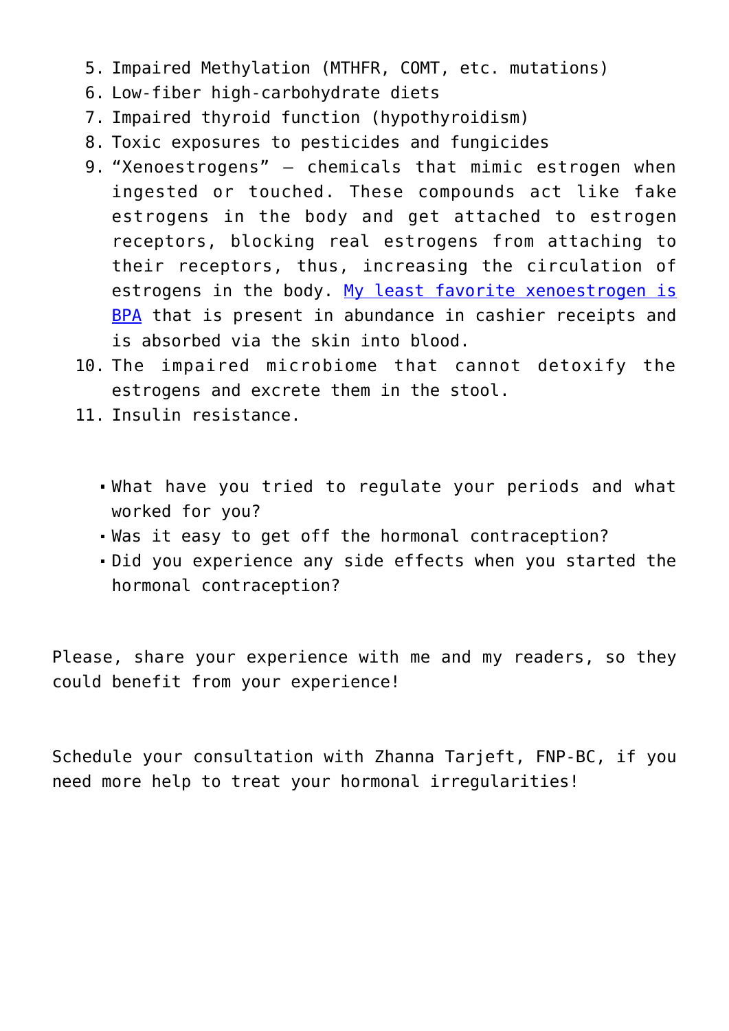5. Impaired Methylation (MTHFR, COMT, etc. mutations)
6. Low-fiber high-carbohydrate diets
7. Impaired thyroid function (hypothyroidism)
8. Toxic exposures to pesticides and fungicides
9. “Xenoestrogens” – chemicals that mimic estrogen when ingested or touched. These compounds act like fake estrogens in the body and get attached to estrogen receptors, blocking real estrogens from attaching to their receptors, thus, increasing the circulation of estrogens in the body. My least favorite xenoestrogen is BPA that is present in abundance in cashier receipts and is absorbed via the skin into blood.
10. The impaired microbiome that cannot detoxify the estrogens and excrete them in the stool.
11. Insulin resistance.

- What have you tried to regulate your periods and what worked for you?
- Was it easy to get off the hormonal contraception?
- Did you experience any side effects when you started the hormonal contraception?

Please, share your experience with me and my readers, so they could benefit from your experience!

Schedule your consultation with Zhanna Tarjeft, FNP-BC, if you need more help to treat your hormonal irregularities!